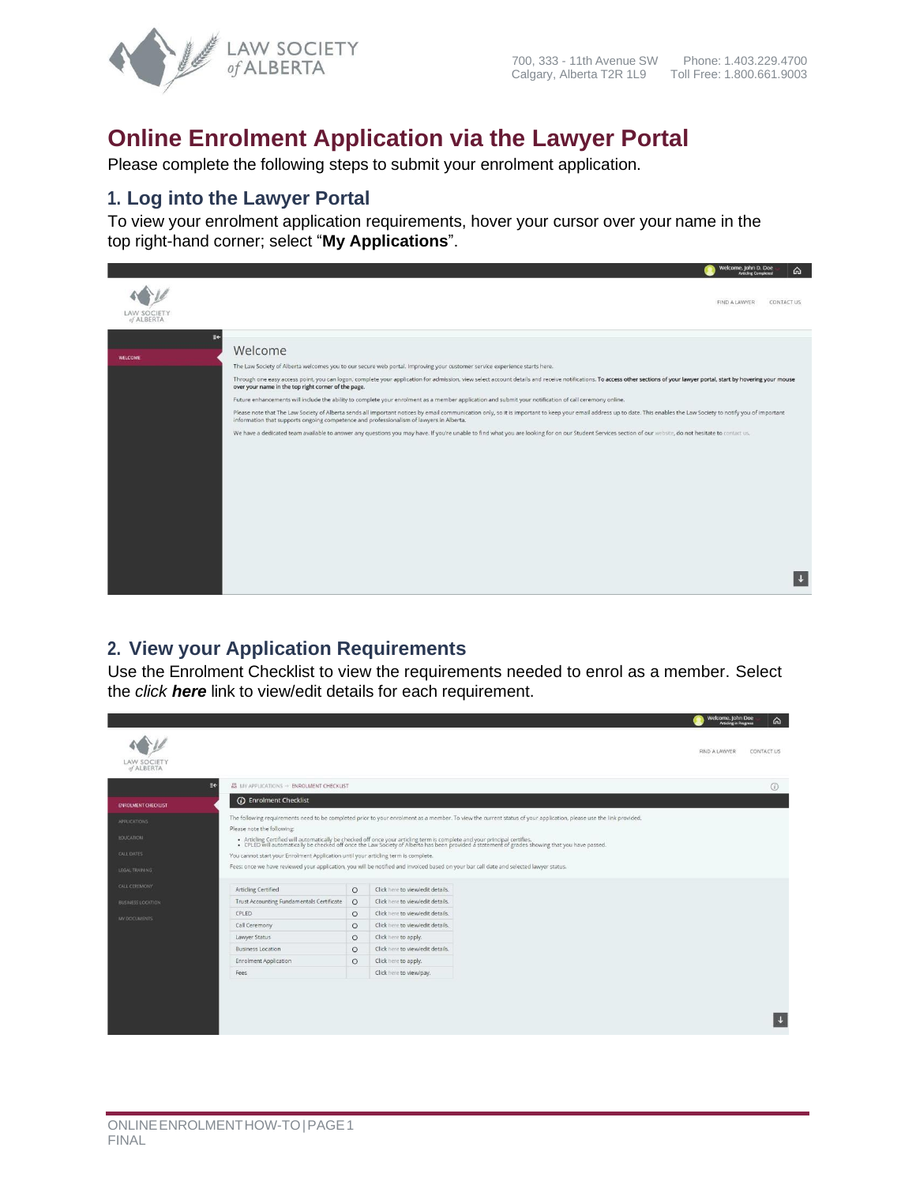LAW SOCIETY of ALBERTA

700, 333 - 11th Avenue SW
Calgary, Alberta T2R 1L9

Phone: 1.403.229.4700
Toll Free: 1.800.661.9003

# Online Enrolment Application via the Lawyer Portal

Please complete the following steps to submit your enrolment application.

## 1. Log into the Lawyer Portal

To view your enrolment application requirements, hover your cursor over your name in the top right-hand corner; select "**My Applications**".

## 2. View your Application Requirements

Use the Enrolment Checklist to view the requirements needed to enrol as a member. Select the *click **here*** link to view/edit details for each requirement.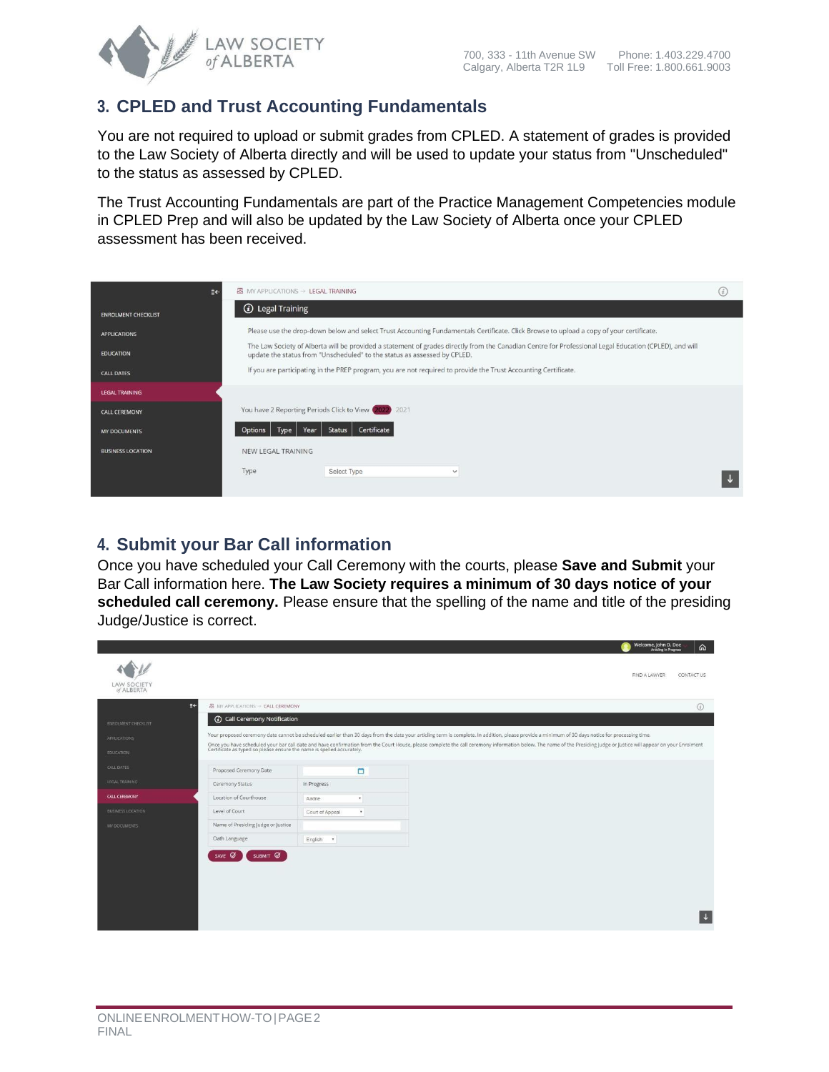## 3. CPLED and Trust Accounting Fundamentals

You are not required to upload or submit grades from CPLED. A statement of grades is provided to the Law Society of Alberta directly and will be used to update your status from "Unscheduled" to the status as assessed by CPLED.

The Trust Accounting Fundamentals are part of the Practice Management Competencies module in CPLED Prep and will also be updated by the Law Society of Alberta once your CPLED assessment has been received.

## 4. Submit your Bar Call information

Once you have scheduled your Call Ceremony with the courts, please **Save and Submit** your Bar Call information here. **The Law Society requires a minimum of 30 days notice of your scheduled call ceremony.** Please ensure that the spelling of the name and title of the presiding Judge/Justice is correct.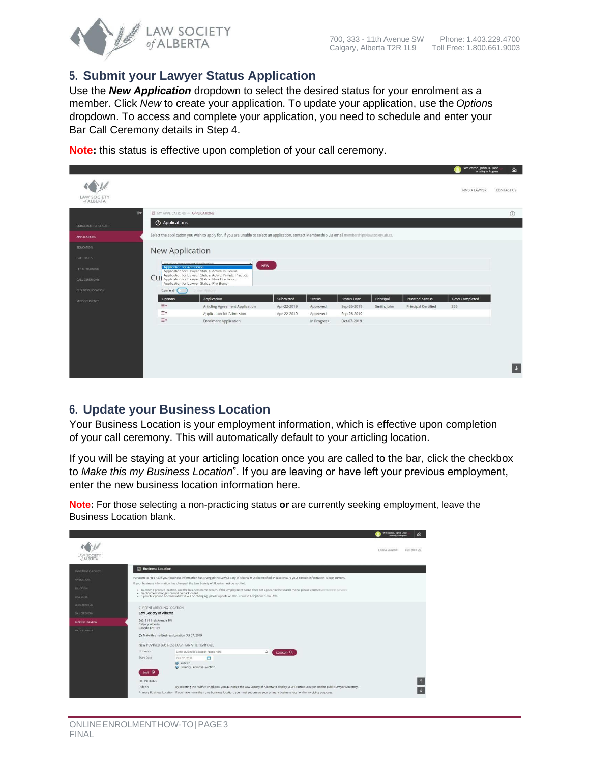## 5. Submit your Lawyer Status Application

Use the ***New Application*** dropdown to select the desired status for your enrolment as a member. Click *New* to create your application. To update your application, use the *Options* dropdown. To access and complete your application, you need to schedule and enter your Bar Call Ceremony details in Step 4.

**Note:** this status is effective upon completion of your call ceremony.

## 6. Update your Business Location

Your Business Location is your employment information, which is effective upon completion of your call ceremony. This will automatically default to your articling location.

If you will be staying at your articling location once you are called to the bar, click the checkbox to *Make this my Business Location*". If you are leaving or have left your previous employment, enter the new business location information here.

**Note:** For those selecting a non-practicing status **or** are currently seeking employment, leave the Business Location blank.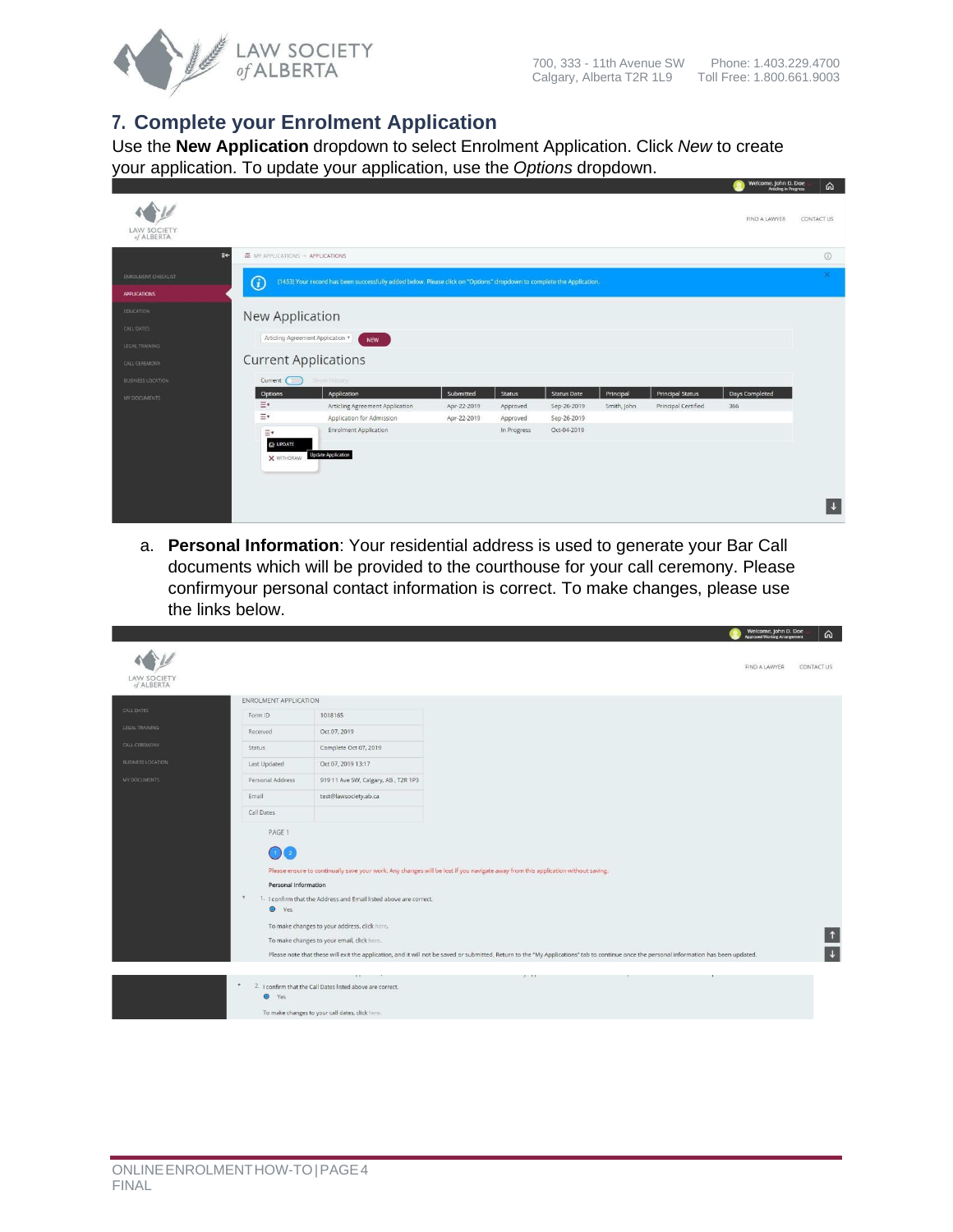## 7. Complete your Enrolment Application

Use the **New Application** dropdown to select Enrolment Application. Click *New* to create your application. To update your application, use the *Options* dropdown.

a. **Personal Information**: Your residential address is used to generate your Bar Call documents which will be provided to the courthouse for your call ceremony. Please confirmyour personal contact information is correct. To make changes, please use the links below.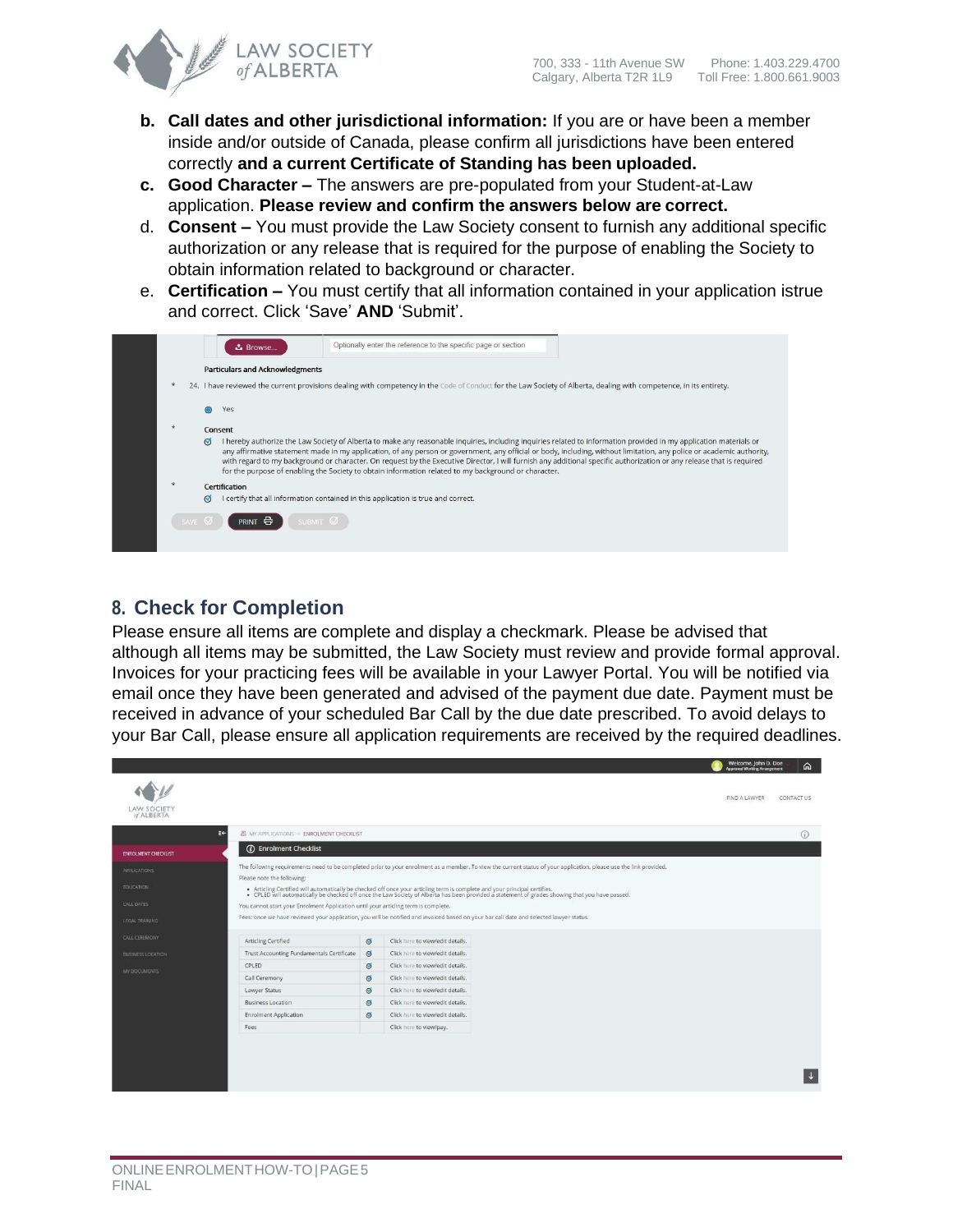b. **Call dates and other jurisdictional information:** If you are or have been a member inside and/or outside of Canada, please confirm all jurisdictions have been entered correctly **and a current Certificate of Standing has been uploaded.**

c. **Good Character –** The answers are pre-populated from your Student-at-Law application. **Please review and confirm the answers below are correct.**

d. **Consent –** You must provide the Law Society consent to furnish any additional specific authorization or any release that is required for the purpose of enabling the Society to obtain information related to background or character.

e. **Certification –** You must certify that all information contained in your application istrue and correct. Click 'Save' **AND** 'Submit'.

## 8. Check for Completion

Please ensure all items are complete and display a checkmark. Please be advised that although all items may be submitted, the Law Society must review and provide formal approval. Invoices for your practicing fees will be available in your Lawyer Portal. You will be notified via email once they have been generated and advised of the payment due date. Payment must be received in advance of your scheduled Bar Call by the due date prescribed. To avoid delays to your Bar Call, please ensure all application requirements are received by the required deadlines.